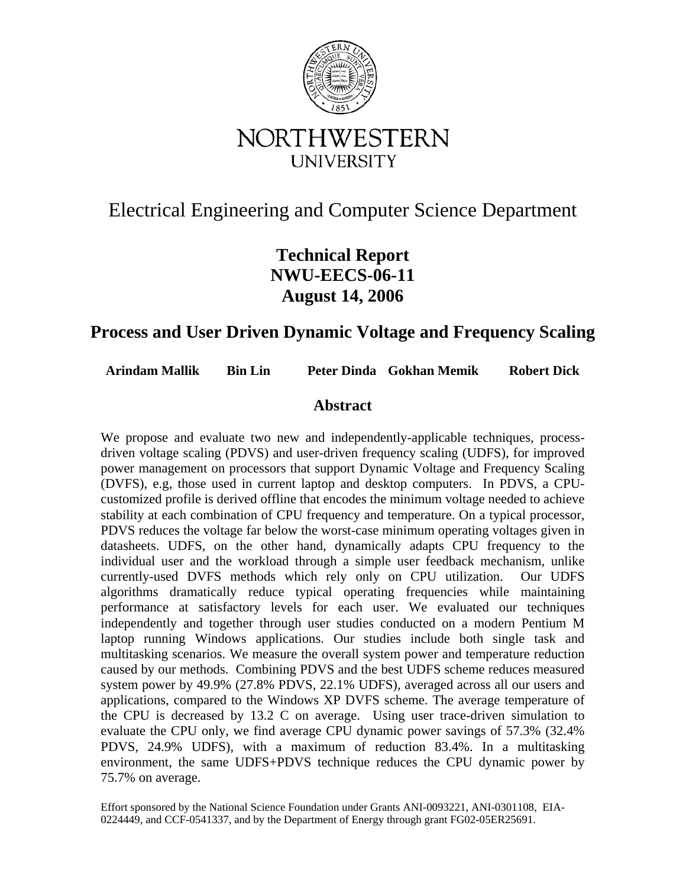NORTHWESTERN UNIVERSITY

# Electrical Engineering and Computer Science Department

**Technical Report**
**NWU-EECS-06-11**
**August 14, 2006**

## Process and User Driven Dynamic Voltage and Frequency Scaling

**Arindam Mallik   Bin Lin   Peter Dinda   Gokhan Memik   Robert Dick**

### Abstract

We propose and evaluate two new and independently-applicable techniques, process-driven voltage scaling (PDVS) and user-driven frequency scaling (UDFS), for improved power management on processors that support Dynamic Voltage and Frequency Scaling (DVFS), e.g, those used in current laptop and desktop computers. In PDVS, a CPU-customized profile is derived offline that encodes the minimum voltage needed to achieve stability at each combination of CPU frequency and temperature. On a typical processor, PDVS reduces the voltage far below the worst-case minimum operating voltages given in datasheets. UDFS, on the other hand, dynamically adapts CPU frequency to the individual user and the workload through a simple user feedback mechanism, unlike currently-used DVFS methods which rely only on CPU utilization. Our UDFS algorithms dramatically reduce typical operating frequencies while maintaining performance at satisfactory levels for each user. We evaluated our techniques independently and together through user studies conducted on a modern Pentium M laptop running Windows applications. Our studies include both single task and multitasking scenarios. We measure the overall system power and temperature reduction caused by our methods. Combining PDVS and the best UDFS scheme reduces measured system power by 49.9% (27.8% PDVS, 22.1% UDFS), averaged across all our users and applications, compared to the Windows XP DVFS scheme. The average temperature of the CPU is decreased by 13.2 C on average. Using user trace-driven simulation to evaluate the CPU only, we find average CPU dynamic power savings of 57.3% (32.4% PDVS, 24.9% UDFS), with a maximum of reduction 83.4%. In a multitasking environment, the same UDFS+PDVS technique reduces the CPU dynamic power by 75.7% on average.

Effort sponsored by the National Science Foundation under Grants ANI-0093221, ANI-0301108, EIA-0224449, and CCF-0541337, and by the Department of Energy through grant FG02-05ER25691.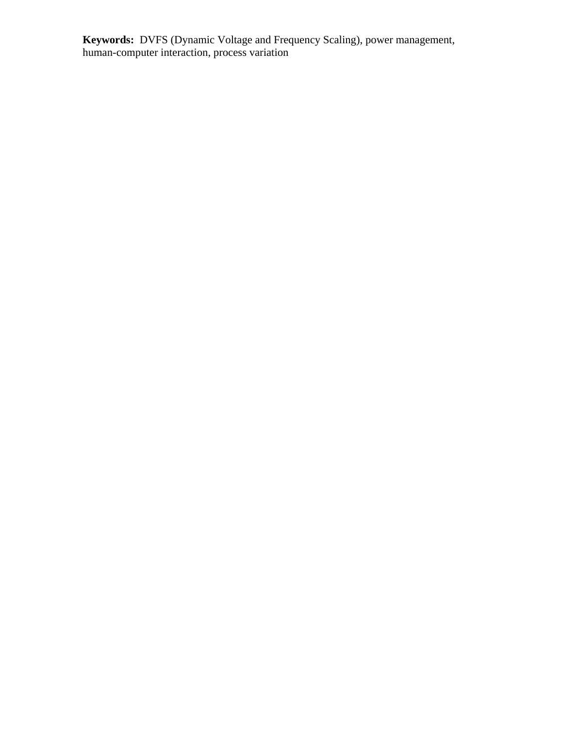**Keywords:** DVFS (Dynamic Voltage and Frequency Scaling), power management, human-computer interaction, process variation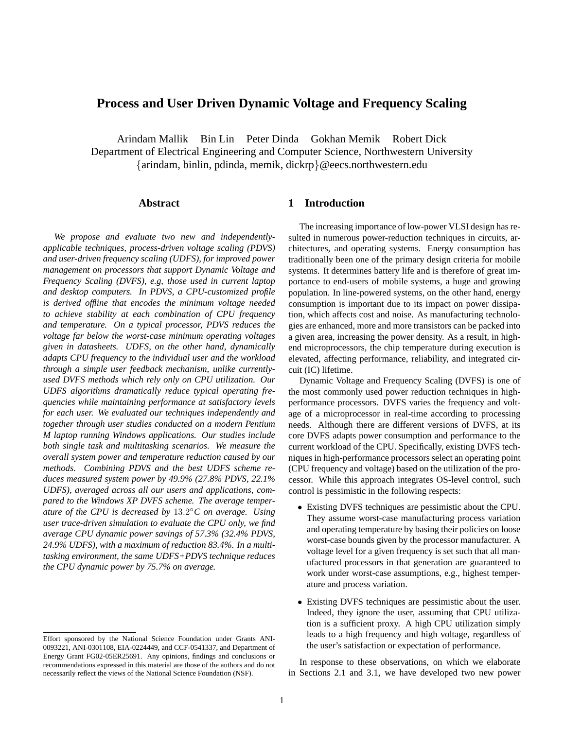# Process and User Driven Dynamic Voltage and Frequency Scaling

Arindam Mallik Bin Lin Peter Dinda Gokhan Memik Robert Dick
Department of Electrical Engineering and Computer Science, Northwestern University
{arindam, binlin, pdinda, memik, dickrp}@eecs.northwestern.edu

## Abstract

*We propose and evaluate two new and independently-applicable techniques, process-driven voltage scaling (PDVS) and user-driven frequency scaling (UDFS), for improved power management on processors that support Dynamic Voltage and Frequency Scaling (DVFS), e.g, those used in current laptop and desktop computers. In PDVS, a CPU-customized profile is derived offline that encodes the minimum voltage needed to achieve stability at each combination of CPU frequency and temperature. On a typical processor, PDVS reduces the voltage far below the worst-case minimum operating voltages given in datasheets. UDFS, on the other hand, dynamically adapts CPU frequency to the individual user and the workload through a simple user feedback mechanism, unlike currently-used DVFS methods which rely only on CPU utilization. Our UDFS algorithms dramatically reduce typical operating frequencies while maintaining performance at satisfactory levels for each user. We evaluated our techniques independently and together through user studies conducted on a modern Pentium M laptop running Windows applications. Our studies include both single task and multitasking scenarios. We measure the overall system power and temperature reduction caused by our methods. Combining PDVS and the best UDFS scheme reduces measured system power by 49.9% (27.8% PDVS, 22.1% UDFS), averaged across all our users and applications, compared to the Windows XP DVFS scheme. The average temperature of the CPU is decreased by $13.2°C$ on average. Using user trace-driven simulation to evaluate the CPU only, we find average CPU dynamic power savings of 57.3% (32.4% PDVS, 24.9% UDFS), with a maximum of reduction 83.4%. In a multitasking environment, the same UDFS+PDVS technique reduces the CPU dynamic power by 75.7% on average.*

Effort sponsored by the National Science Foundation under Grants ANI-0093221, ANI-0301108, EIA-0224449, and CCF-0541337, and Department of Energy Grant FG02-05ER25691. Any opinions, findings and conclusions or recommendations expressed in this material are those of the authors and do not necessarily reflect the views of the National Science Foundation (NSF).

## 1 Introduction

The increasing importance of low-power VLSI design has resulted in numerous power-reduction techniques in circuits, architectures, and operating systems. Energy consumption has traditionally been one of the primary design criteria for mobile systems. It determines battery life and is therefore of great importance to end-users of mobile systems, a huge and growing population. In line-powered systems, on the other hand, energy consumption is important due to its impact on power dissipation, which affects cost and noise. As manufacturing technologies are enhanced, more and more transistors can be packed into a given area, increasing the power density. As a result, in high-end microprocessors, the chip temperature during execution is elevated, affecting performance, reliability, and integrated circuit (IC) lifetime.

Dynamic Voltage and Frequency Scaling (DVFS) is one of the most commonly used power reduction techniques in high-performance processors. DVFS varies the frequency and voltage of a microprocessor in real-time according to processing needs. Although there are different versions of DVFS, at its core DVFS adapts power consumption and performance to the current workload of the CPU. Specifically, existing DVFS techniques in high-performance processors select an operating point (CPU frequency and voltage) based on the utilization of the processor. While this approach integrates OS-level control, such control is pessimistic in the following respects:

- Existing DVFS techniques are pessimistic about the CPU. They assume worst-case manufacturing process variation and operating temperature by basing their policies on loose worst-case bounds given by the processor manufacturer. A voltage level for a given frequency is set such that all manufactured processors in that generation are guaranteed to work under worst-case assumptions, e.g., highest temperature and process variation.
- Existing DVFS techniques are pessimistic about the user. Indeed, they ignore the user, assuming that CPU utilization is a sufficient proxy. A high CPU utilization simply leads to a high frequency and high voltage, regardless of the user's satisfaction or expectation of performance.

In response to these observations, on which we elaborate in Sections 2.1 and 3.1, we have developed two new power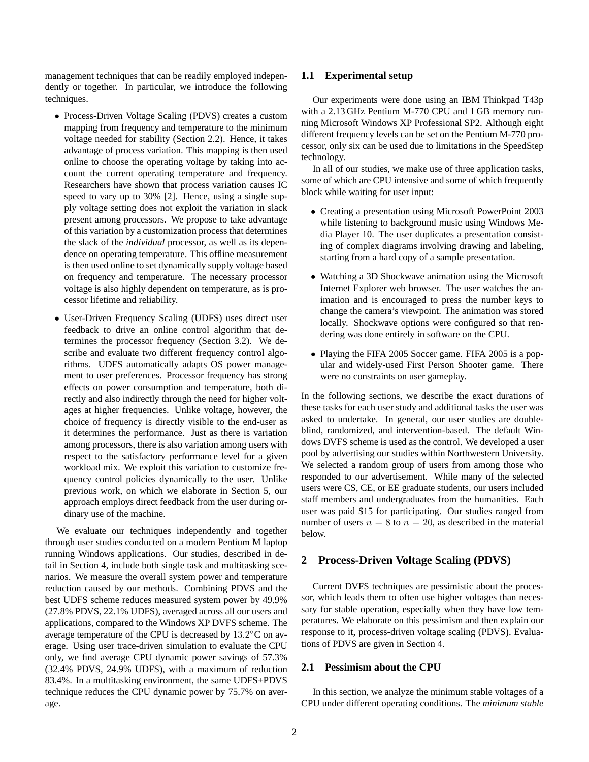management techniques that can be readily employed independently or together. In particular, we introduce the following techniques.

- Process-Driven Voltage Scaling (PDVS) creates a custom mapping from frequency and temperature to the minimum voltage needed for stability (Section 2.2). Hence, it takes advantage of process variation. This mapping is then used online to choose the operating voltage by taking into account the current operating temperature and frequency. Researchers have shown that process variation causes IC speed to vary up to 30% [2]. Hence, using a single supply voltage setting does not exploit the variation in slack present among processors. We propose to take advantage of this variation by a customization process that determines the slack of the *individual* processor, as well as its dependence on operating temperature. This offline measurement is then used online to set dynamically supply voltage based on frequency and temperature. The necessary processor voltage is also highly dependent on temperature, as is processor lifetime and reliability.
- User-Driven Frequency Scaling (UDFS) uses direct user feedback to drive an online control algorithm that determines the processor frequency (Section 3.2). We describe and evaluate two different frequency control algorithms. UDFS automatically adapts OS power management to user preferences. Processor frequency has strong effects on power consumption and temperature, both directly and also indirectly through the need for higher voltages at higher frequencies. Unlike voltage, however, the choice of frequency is directly visible to the end-user as it determines the performance. Just as there is variation among processors, there is also variation among users with respect to the satisfactory performance level for a given workload mix. We exploit this variation to customize frequency control policies dynamically to the user. Unlike previous work, on which we elaborate in Section 5, our approach employs direct feedback from the user during ordinary use of the machine.

We evaluate our techniques independently and together through user studies conducted on a modern Pentium M laptop running Windows applications. Our studies, described in detail in Section 4, include both single task and multitasking scenarios. We measure the overall system power and temperature reduction caused by our methods. Combining PDVS and the best UDFS scheme reduces measured system power by 49.9% (27.8% PDVS, 22.1% UDFS), averaged across all our users and applications, compared to the Windows XP DVFS scheme. The average temperature of the CPU is decreased by $13.2°$C on average. Using user trace-driven simulation to evaluate the CPU only, we find average CPU dynamic power savings of 57.3% (32.4% PDVS, 24.9% UDFS), with a maximum of reduction 83.4%. In a multitasking environment, the same UDFS+PDVS technique reduces the CPU dynamic power by 75.7% on average.

### 1.1 Experimental setup

Our experiments were done using an IBM Thinkpad T43p with a 2.13 GHz Pentium M-770 CPU and 1 GB memory running Microsoft Windows XP Professional SP2. Although eight different frequency levels can be set on the Pentium M-770 processor, only six can be used due to limitations in the SpeedStep technology.

In all of our studies, we make use of three application tasks, some of which are CPU intensive and some of which frequently block while waiting for user input:

- Creating a presentation using Microsoft PowerPoint 2003 while listening to background music using Windows Media Player 10. The user duplicates a presentation consisting of complex diagrams involving drawing and labeling, starting from a hard copy of a sample presentation.
- Watching a 3D Shockwave animation using the Microsoft Internet Explorer web browser. The user watches the animation and is encouraged to press the number keys to change the camera's viewpoint. The animation was stored locally. Shockwave options were configured so that rendering was done entirely in software on the CPU.
- Playing the FIFA 2005 Soccer game. FIFA 2005 is a popular and widely-used First Person Shooter game. There were no constraints on user gameplay.

In the following sections, we describe the exact durations of these tasks for each user study and additional tasks the user was asked to undertake. In general, our user studies are double-blind, randomized, and intervention-based. The default Windows DVFS scheme is used as the control. We developed a user pool by advertising our studies within Northwestern University. We selected a random group of users from among those who responded to our advertisement. While many of the selected users were CS, CE, or EE graduate students, our users included staff members and undergraduates from the humanities. Each user was paid \$15 for participating. Our studies ranged from number of users $n = 8$ to $n = 20$, as described in the material below.

## 2 Process-Driven Voltage Scaling (PDVS)

Current DVFS techniques are pessimistic about the processor, which leads them to often use higher voltages than necessary for stable operation, especially when they have low temperatures. We elaborate on this pessimism and then explain our response to it, process-driven voltage scaling (PDVS). Evaluations of PDVS are given in Section 4.

### 2.1 Pessimism about the CPU

In this section, we analyze the minimum stable voltages of a CPU under different operating conditions. The *minimum stable*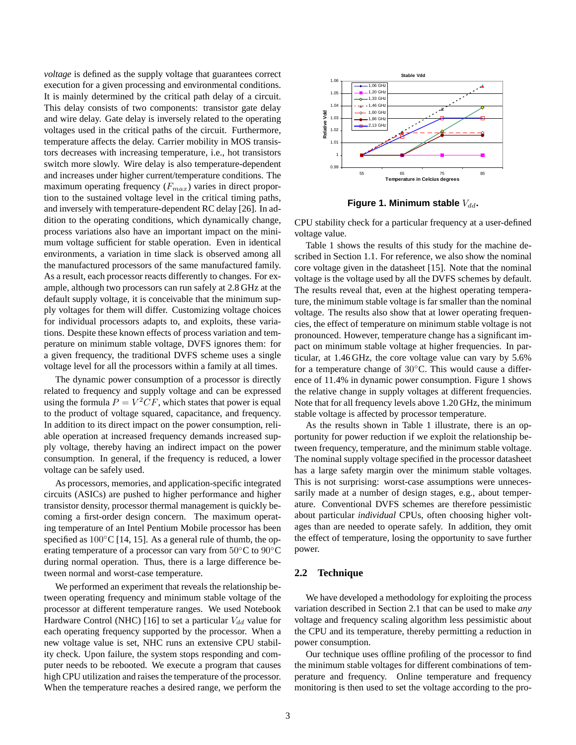*voltage* is defined as the supply voltage that guarantees correct execution for a given processing and environmental conditions. It is mainly determined by the critical path delay of a circuit. This delay consists of two components: transistor gate delay and wire delay. Gate delay is inversely related to the operating voltages used in the critical paths of the circuit. Furthermore, temperature affects the delay. Carrier mobility in MOS transistors decreases with increasing temperature, i.e., hot transistors switch more slowly. Wire delay is also temperature-dependent and increases under higher current/temperature conditions. The maximum operating frequency ($F_{max}$) varies in direct proportion to the sustained voltage level in the critical timing paths, and inversely with temperature-dependent RC delay [26]. In addition to the operating conditions, which dynamically change, process variations also have an important impact on the minimum voltage sufficient for stable operation. Even in identical environments, a variation in time slack is observed among all the manufactured processors of the same manufactured family. As a result, each processor reacts differently to changes. For example, although two processors can run safely at 2.8 GHz at the default supply voltage, it is conceivable that the minimum supply voltages for them will differ. Customizing voltage choices for individual processors adapts to, and exploits, these variations. Despite these known effects of process variation and temperature on minimum stable voltage, DVFS ignores them: for a given frequency, the traditional DVFS scheme uses a single voltage level for all the processors within a family at all times.

The dynamic power consumption of a processor is directly related to frequency and supply voltage and can be expressed using the formula $P = V^2CF$, which states that power is equal to the product of voltage squared, capacitance, and frequency. In addition to its direct impact on the power consumption, reliable operation at increased frequency demands increased supply voltage, thereby having an indirect impact on the power consumption. In general, if the frequency is reduced, a lower voltage can be safely used.

As processors, memories, and application-specific integrated circuits (ASICs) are pushed to higher performance and higher transistor density, processor thermal management is quickly becoming a first-order design concern. The maximum operating temperature of an Intel Pentium Mobile processor has been specified as $100°$C [14, 15]. As a general rule of thumb, the operating temperature of a processor can vary from $50°$C to $90°$C during normal operation. Thus, there is a large difference between normal and worst-case temperature.

We performed an experiment that reveals the relationship between operating frequency and minimum stable voltage of the processor at different temperature ranges. We used Notebook Hardware Control (NHC) [16] to set a particular $V_{dd}$ value for each operating frequency supported by the processor. When a new voltage value is set, NHC runs an extensive CPU stability check. Upon failure, the system stops responding and computer needs to be rebooted. We execute a program that causes high CPU utilization and raises the temperature of the processor. When the temperature reaches a desired range, we perform the CPU stability check for a particular frequency at a user-defined voltage value.

**Figure 1. Minimum stable $V_{dd}$.**

Table 1 shows the results of this study for the machine described in Section 1.1. For reference, we also show the nominal core voltage given in the datasheet [15]. Note that the nominal voltage is the voltage used by all the DVFS schemes by default. The results reveal that, even at the highest operating temperature, the minimum stable voltage is far smaller than the nominal voltage. The results also show that at lower operating frequencies, the effect of temperature on minimum stable voltage is not pronounced. However, temperature change has a significant impact on minimum stable voltage at higher frequencies. In particular, at 1.46 GHz, the core voltage value can vary by 5.6% for a temperature change of $30°$C. This would cause a difference of 11.4% in dynamic power consumption. Figure 1 shows the relative change in supply voltages at different frequencies. Note that for all frequency levels above 1.20 GHz, the minimum stable voltage is affected by processor temperature.

As the results shown in Table 1 illustrate, there is an opportunity for power reduction if we exploit the relationship between frequency, temperature, and the minimum stable voltage. The nominal supply voltage specified in the processor datasheet has a large safety margin over the minimum stable voltages. This is not surprising: worst-case assumptions were unnecessarily made at a number of design stages, e.g., about temperature. Conventional DVFS schemes are therefore pessimistic about particular *individual* CPUs, often choosing higher voltages than are needed to operate safely. In addition, they omit the effect of temperature, losing the opportunity to save further power.

## 2.2 Technique

We have developed a methodology for exploiting the process variation described in Section 2.1 that can be used to make *any* voltage and frequency scaling algorithm less pessimistic about the CPU and its temperature, thereby permitting a reduction in power consumption.

Our technique uses offline profiling of the processor to find the minimum stable voltages for different combinations of temperature and frequency. Online temperature and frequency monitoring is then used to set the voltage according to the pro-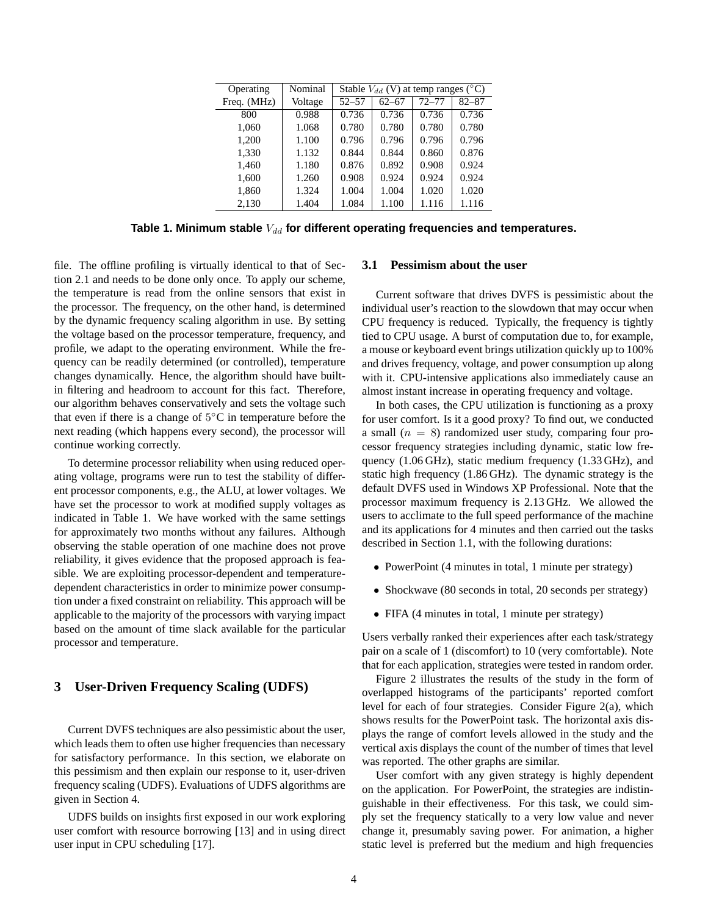| Operating Freq. (MHz) | Nominal Voltage | Stable $V_{dd}$ (V) at temp ranges (°C) | | | |
|---|---|---|---|---|---|
| | | 52–57 | 62–67 | 72–77 | 82–87 |
| 800 | 0.988 | 0.736 | 0.736 | 0.736 | 0.736 |
| 1,060 | 1.068 | 0.780 | 0.780 | 0.780 | 0.780 |
| 1,200 | 1.100 | 0.796 | 0.796 | 0.796 | 0.796 |
| 1,330 | 1.132 | 0.844 | 0.844 | 0.860 | 0.876 |
| 1,460 | 1.180 | 0.876 | 0.892 | 0.908 | 0.924 |
| 1,600 | 1.260 | 0.908 | 0.924 | 0.924 | 0.924 |
| 1,860 | 1.324 | 1.004 | 1.004 | 1.020 | 1.020 |
| 2,130 | 1.404 | 1.084 | 1.100 | 1.116 | 1.116 |

**Table 1. Minimum stable $V_{dd}$ for different operating frequencies and temperatures.**

file. The offline profiling is virtually identical to that of Section 2.1 and needs to be done only once. To apply our scheme, the temperature is read from the online sensors that exist in the processor. The frequency, on the other hand, is determined by the dynamic frequency scaling algorithm in use. By setting the voltage based on the processor temperature, frequency, and profile, we adapt to the operating environment. While the frequency can be readily determined (or controlled), temperature changes dynamically. Hence, the algorithm should have built-in filtering and headroom to account for this fact. Therefore, our algorithm behaves conservatively and sets the voltage such that even if there is a change of 5°C in temperature before the next reading (which happens every second), the processor will continue working correctly.

To determine processor reliability when using reduced operating voltage, programs were run to test the stability of different processor components, e.g., the ALU, at lower voltages. We have set the processor to work at modified supply voltages as indicated in Table 1. We have worked with the same settings for approximately two months without any failures. Although observing the stable operation of one machine does not prove reliability, it gives evidence that the proposed approach is feasible. We are exploiting processor-dependent and temperature-dependent characteristics in order to minimize power consumption under a fixed constraint on reliability. This approach will be applicable to the majority of the processors with varying impact based on the amount of time slack available for the particular processor and temperature.

## 3 User-Driven Frequency Scaling (UDFS)

Current DVFS techniques are also pessimistic about the user, which leads them to often use higher frequencies than necessary for satisfactory performance. In this section, we elaborate on this pessimism and then explain our response to it, user-driven frequency scaling (UDFS). Evaluations of UDFS algorithms are given in Section 4.

UDFS builds on insights first exposed in our work exploring user comfort with resource borrowing [13] and in using direct user input in CPU scheduling [17].

### 3.1 Pessimism about the user

Current software that drives DVFS is pessimistic about the individual user's reaction to the slowdown that may occur when CPU frequency is reduced. Typically, the frequency is tightly tied to CPU usage. A burst of computation due to, for example, a mouse or keyboard event brings utilization quickly up to 100% and drives frequency, voltage, and power consumption up along with it. CPU-intensive applications also immediately cause an almost instant increase in operating frequency and voltage.

In both cases, the CPU utilization is functioning as a proxy for user comfort. Is it a good proxy? To find out, we conducted a small ($n = 8$) randomized user study, comparing four processor frequency strategies including dynamic, static low frequency (1.06 GHz), static medium frequency (1.33 GHz), and static high frequency (1.86 GHz). The dynamic strategy is the default DVFS used in Windows XP Professional. Note that the processor maximum frequency is 2.13 GHz. We allowed the users to acclimate to the full speed performance of the machine and its applications for 4 minutes and then carried out the tasks described in Section 1.1, with the following durations:

- PowerPoint (4 minutes in total, 1 minute per strategy)
- Shockwave (80 seconds in total, 20 seconds per strategy)
- FIFA (4 minutes in total, 1 minute per strategy)

Users verbally ranked their experiences after each task/strategy pair on a scale of 1 (discomfort) to 10 (very comfortable). Note that for each application, strategies were tested in random order.

Figure 2 illustrates the results of the study in the form of overlapped histograms of the participants' reported comfort level for each of four strategies. Consider Figure 2(a), which shows results for the PowerPoint task. The horizontal axis displays the range of comfort levels allowed in the study and the vertical axis displays the count of the number of times that level was reported. The other graphs are similar.

User comfort with any given strategy is highly dependent on the application. For PowerPoint, the strategies are indistinguishable in their effectiveness. For this task, we could simply set the frequency statically to a very low value and never change it, presumably saving power. For animation, a higher static level is preferred but the medium and high frequencies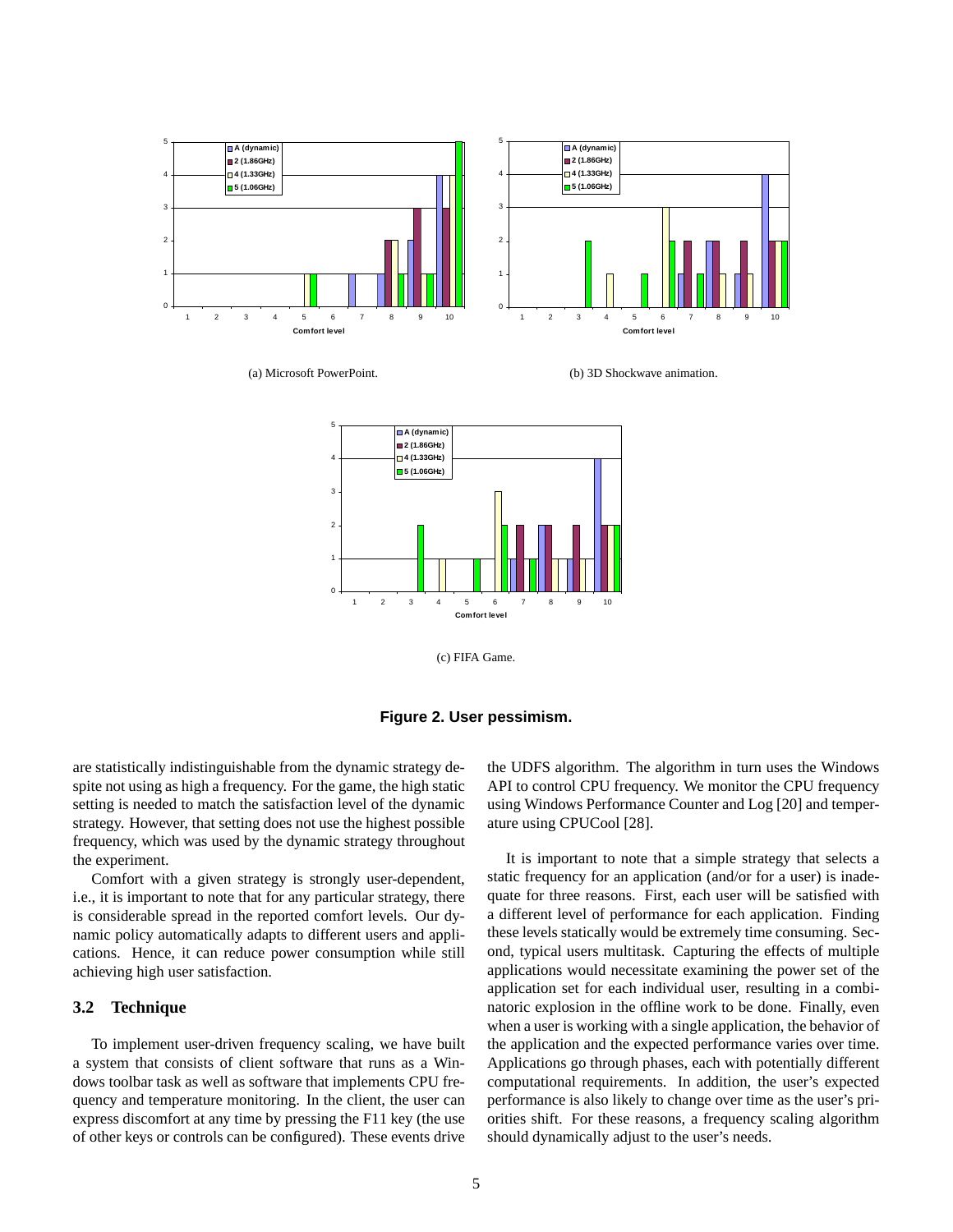(a) Microsoft PowerPoint.

(b) 3D Shockwave animation.

(c) FIFA Game.

**Figure 2. User pessimism.**

are statistically indistinguishable from the dynamic strategy despite not using as high a frequency. For the game, the high static setting is needed to match the satisfaction level of the dynamic strategy. However, that setting does not use the highest possible frequency, which was used by the dynamic strategy throughout the experiment.

Comfort with a given strategy is strongly user-dependent, i.e., it is important to note that for any particular strategy, there is considerable spread in the reported comfort levels. Our dynamic policy automatically adapts to different users and applications. Hence, it can reduce power consumption while still achieving high user satisfaction.

### 3.2 Technique

To implement user-driven frequency scaling, we have built a system that consists of client software that runs as a Windows toolbar task as well as software that implements CPU frequency and temperature monitoring. In the client, the user can express discomfort at any time by pressing the F11 key (the use of other keys or controls can be configured). These events drive the UDFS algorithm. The algorithm in turn uses the Windows API to control CPU frequency. We monitor the CPU frequency using Windows Performance Counter and Log [20] and temperature using CPUCool [28].

It is important to note that a simple strategy that selects a static frequency for an application (and/or for a user) is inadequate for three reasons. First, each user will be satisfied with a different level of performance for each application. Finding these levels statically would be extremely time consuming. Second, typical users multitask. Capturing the effects of multiple applications would necessitate examining the power set of the application set for each individual user, resulting in a combinatoric explosion in the offline work to be done. Finally, even when a user is working with a single application, the behavior of the application and the expected performance varies over time. Applications go through phases, each with potentially different computational requirements. In addition, the user's expected performance is also likely to change over time as the user's priorities shift. For these reasons, a frequency scaling algorithm should dynamically adjust to the user's needs.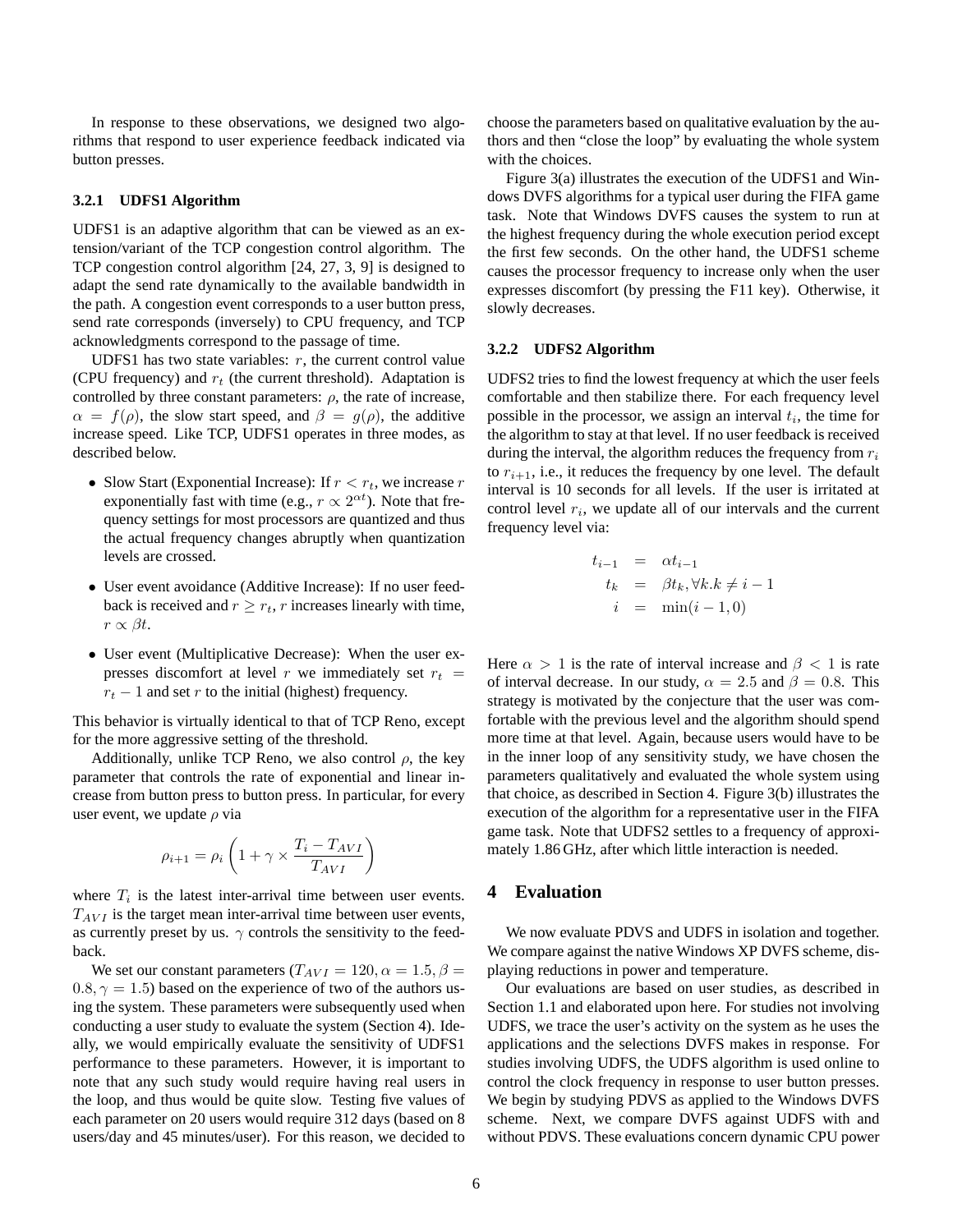In response to these observations, we designed two algorithms that respond to user experience feedback indicated via button presses.

### 3.2.1 UDFS1 Algorithm

UDFS1 is an adaptive algorithm that can be viewed as an extension/variant of the TCP congestion control algorithm. The TCP congestion control algorithm [24, 27, 3, 9] is designed to adapt the send rate dynamically to the available bandwidth in the path. A congestion event corresponds to a user button press, send rate corresponds (inversely) to CPU frequency, and TCP acknowledgments correspond to the passage of time.

UDFS1 has two state variables: $r$, the current control value (CPU frequency) and $r_t$ (the current threshold). Adaptation is controlled by three constant parameters: $\rho$, the rate of increase, $\alpha = f(\rho)$, the slow start speed, and $\beta = g(\rho)$, the additive increase speed. Like TCP, UDFS1 operates in three modes, as described below.

- Slow Start (Exponential Increase): If $r < r_t$, we increase $r$ exponentially fast with time (e.g., $r \propto 2^{\alpha t}$). Note that frequency settings for most processors are quantized and thus the actual frequency changes abruptly when quantization levels are crossed.
- User event avoidance (Additive Increase): If no user feedback is received and $r \geq r_t$, $r$ increases linearly with time, $r \propto \beta t$.
- User event (Multiplicative Decrease): When the user expresses discomfort at level $r$ we immediately set $r_t = r_t - 1$ and set $r$ to the initial (highest) frequency.

This behavior is virtually identical to that of TCP Reno, except for the more aggressive setting of the threshold.

Additionally, unlike TCP Reno, we also control $\rho$, the key parameter that controls the rate of exponential and linear increase from button press to button press. In particular, for every user event, we update $\rho$ via

$$\rho_{i+1} = \rho_i \left( 1 + \gamma \times \frac{T_i - T_{AVI}}{T_{AVI}} \right)$$

where $T_i$ is the latest inter-arrival time between user events. $T_{AVI}$ is the target mean inter-arrival time between user events, as currently preset by us. $\gamma$ controls the sensitivity to the feedback.

We set our constant parameters ($T_{AVI} = 120, \alpha = 1.5, \beta = 0.8, \gamma = 1.5$) based on the experience of two of the authors using the system. These parameters were subsequently used when conducting a user study to evaluate the system (Section 4). Ideally, we would empirically evaluate the sensitivity of UDFS1 performance to these parameters. However, it is important to note that any such study would require having real users in the loop, and thus would be quite slow. Testing five values of each parameter on 20 users would require 312 days (based on 8 users/day and 45 minutes/user). For this reason, we decided to choose the parameters based on qualitative evaluation by the authors and then "close the loop" by evaluating the whole system with the choices.

Figure 3(a) illustrates the execution of the UDFS1 and Windows DVFS algorithms for a typical user during the FIFA game task. Note that Windows DVFS causes the system to run at the highest frequency during the whole execution period except the first few seconds. On the other hand, the UDFS1 scheme causes the processor frequency to increase only when the user expresses discomfort (by pressing the F11 key). Otherwise, it slowly decreases.

### 3.2.2 UDFS2 Algorithm

UDFS2 tries to find the lowest frequency at which the user feels comfortable and then stabilize there. For each frequency level possible in the processor, we assign an interval $t_i$, the time for the algorithm to stay at that level. If no user feedback is received during the interval, the algorithm reduces the frequency from $r_i$ to $r_{i+1}$, i.e., it reduces the frequency by one level. The default interval is 10 seconds for all levels. If the user is irritated at control level $r_i$, we update all of our intervals and the current frequency level via:

$$\begin{aligned}
t_{i-1} &= \alpha t_{i-1} \\
t_k &= \beta t_k, \forall k . k \neq i-1 \\
i &= \min(i-1, 0)
\end{aligned}$$

Here $\alpha > 1$ is the rate of interval increase and $\beta < 1$ is rate of interval decrease. In our study, $\alpha = 2.5$ and $\beta = 0.8$. This strategy is motivated by the conjecture that the user was comfortable with the previous level and the algorithm should spend more time at that level. Again, because users would have to be in the inner loop of any sensitivity study, we have chosen the parameters qualitatively and evaluated the whole system using that choice, as described in Section 4. Figure 3(b) illustrates the execution of the algorithm for a representative user in the FIFA game task. Note that UDFS2 settles to a frequency of approximately 1.86 GHz, after which little interaction is needed.

## 4 Evaluation

We now evaluate PDVS and UDFS in isolation and together. We compare against the native Windows XP DVFS scheme, displaying reductions in power and temperature.

Our evaluations are based on user studies, as described in Section 1.1 and elaborated upon here. For studies not involving UDFS, we trace the user's activity on the system as he uses the applications and the selections DVFS makes in response. For studies involving UDFS, the UDFS algorithm is used online to control the clock frequency in response to user button presses. We begin by studying PDVS as applied to the Windows DVFS scheme. Next, we compare DVFS against UDFS with and without PDVS. These evaluations concern dynamic CPU power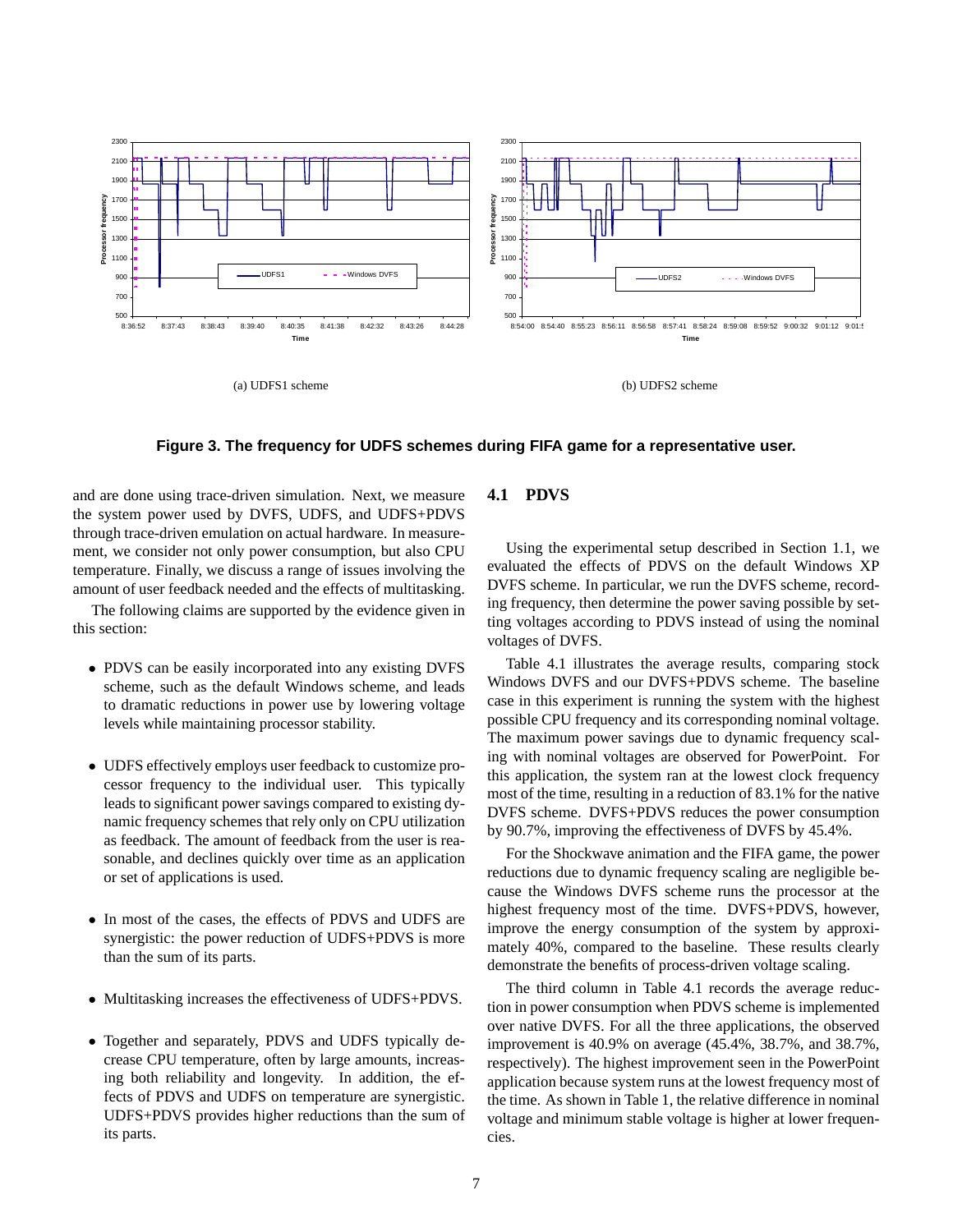(a) UDFS1 scheme

(b) UDFS2 scheme

**Figure 3. The frequency for UDFS schemes during FIFA game for a representative user.**

and are done using trace-driven simulation. Next, we measure the system power used by DVFS, UDFS, and UDFS+PDVS through trace-driven emulation on actual hardware. In measurement, we consider not only power consumption, but also CPU temperature. Finally, we discuss a range of issues involving the amount of user feedback needed and the effects of multitasking.

The following claims are supported by the evidence given in this section:

- PDVS can be easily incorporated into any existing DVFS scheme, such as the default Windows scheme, and leads to dramatic reductions in power use by lowering voltage levels while maintaining processor stability.
- UDFS effectively employs user feedback to customize processor frequency to the individual user. This typically leads to significant power savings compared to existing dynamic frequency schemes that rely only on CPU utilization as feedback. The amount of feedback from the user is reasonable, and declines quickly over time as an application or set of applications is used.
- In most of the cases, the effects of PDVS and UDFS are synergistic: the power reduction of UDFS+PDVS is more than the sum of its parts.
- Multitasking increases the effectiveness of UDFS+PDVS.
- Together and separately, PDVS and UDFS typically decrease CPU temperature, often by large amounts, increasing both reliability and longevity. In addition, the effects of PDVS and UDFS on temperature are synergistic. UDFS+PDVS provides higher reductions than the sum of its parts.

## 4.1 PDVS

Using the experimental setup described in Section 1.1, we evaluated the effects of PDVS on the default Windows XP DVFS scheme. In particular, we run the DVFS scheme, recording frequency, then determine the power saving possible by setting voltages according to PDVS instead of using the nominal voltages of DVFS.

Table 4.1 illustrates the average results, comparing stock Windows DVFS and our DVFS+PDVS scheme. The baseline case in this experiment is running the system with the highest possible CPU frequency and its corresponding nominal voltage. The maximum power savings due to dynamic frequency scaling with nominal voltages are observed for PowerPoint. For this application, the system ran at the lowest clock frequency most of the time, resulting in a reduction of 83.1% for the native DVFS scheme. DVFS+PDVS reduces the power consumption by 90.7%, improving the effectiveness of DVFS by 45.4%.

For the Shockwave animation and the FIFA game, the power reductions due to dynamic frequency scaling are negligible because the Windows DVFS scheme runs the processor at the highest frequency most of the time. DVFS+PDVS, however, improve the energy consumption of the system by approximately 40%, compared to the baseline. These results clearly demonstrate the benefits of process-driven voltage scaling.

The third column in Table 4.1 records the average reduction in power consumption when PDVS scheme is implemented over native DVFS. For all the three applications, the observed improvement is 40.9% on average (45.4%, 38.7%, and 38.7%, respectively). The highest improvement seen in the PowerPoint application because system runs at the lowest frequency most of the time. As shown in Table 1, the relative difference in nominal voltage and minimum stable voltage is higher at lower frequencies.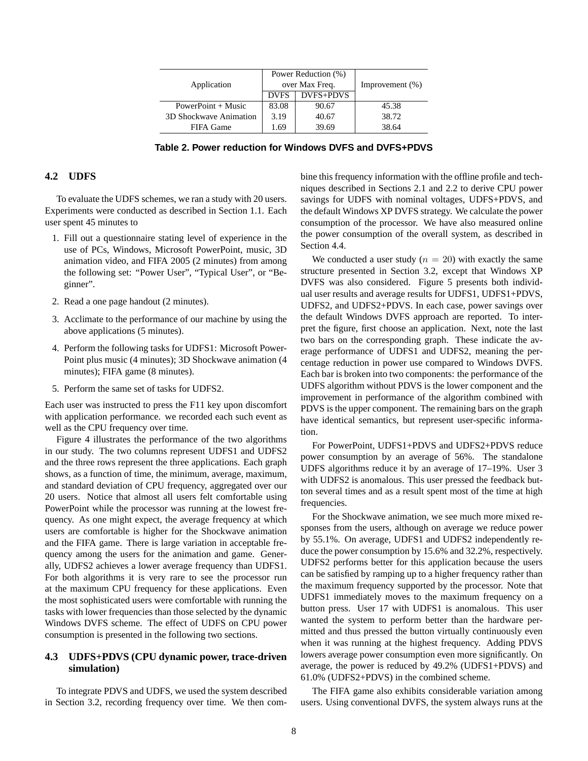| Application | Power Reduction (%) over Max Freq. | | Improvement (%) |
|---|---|---|---|
| | DVFS | DVFS+PDVS | |
| PowerPoint + Music | 83.08 | 90.67 | 45.38 |
| 3D Shockwave Animation | 3.19 | 40.67 | 38.72 |
| FIFA Game | 1.69 | 39.69 | 38.64 |

**Table 2. Power reduction for Windows DVFS and DVFS+PDVS**

### 4.2 UDFS

To evaluate the UDFS schemes, we ran a study with 20 users. Experiments were conducted as described in Section 1.1. Each user spent 45 minutes to

1. Fill out a questionnaire stating level of experience in the use of PCs, Windows, Microsoft PowerPoint, music, 3D animation video, and FIFA 2005 (2 minutes) from among the following set: "Power User", "Typical User", or "Beginner".
2. Read a one page handout (2 minutes).
3. Acclimate to the performance of our machine by using the above applications (5 minutes).
4. Perform the following tasks for UDFS1: Microsoft PowerPoint plus music (4 minutes); 3D Shockwave animation (4 minutes); FIFA game (8 minutes).
5. Perform the same set of tasks for UDFS2.

Each user was instructed to press the F11 key upon discomfort with application performance. we recorded each such event as well as the CPU frequency over time.

Figure 4 illustrates the performance of the two algorithms in our study. The two columns represent UDFS1 and UDFS2 and the three rows represent the three applications. Each graph shows, as a function of time, the minimum, average, maximum, and standard deviation of CPU frequency, aggregated over our 20 users. Notice that almost all users felt comfortable using PowerPoint while the processor was running at the lowest frequency. As one might expect, the average frequency at which users are comfortable is higher for the Shockwave animation and the FIFA game. There is large variation in acceptable frequency among the users for the animation and game. Generally, UDFS2 achieves a lower average frequency than UDFS1. For both algorithms it is very rare to see the processor run at the maximum CPU frequency for these applications. Even the most sophisticated users were comfortable with running the tasks with lower frequencies than those selected by the dynamic Windows DVFS scheme. The effect of UDFS on CPU power consumption is presented in the following two sections.

### 4.3 UDFS+PDVS (CPU dynamic power, trace-driven simulation)

To integrate PDVS and UDFS, we used the system described in Section 3.2, recording frequency over time. We then combine this frequency information with the offline profile and techniques described in Sections 2.1 and 2.2 to derive CPU power savings for UDFS with nominal voltages, UDFS+PDVS, and the default Windows XP DVFS strategy. We calculate the power consumption of the processor. We have also measured online the power consumption of the overall system, as described in Section 4.4.

We conducted a user study ($n = 20$) with exactly the same structure presented in Section 3.2, except that Windows XP DVFS was also considered. Figure 5 presents both individual user results and average results for UDFS1, UDFS1+PDVS, UDFS2, and UDFS2+PDVS. In each case, power savings over the default Windows DVFS approach are reported. To interpret the figure, first choose an application. Next, note the last two bars on the corresponding graph. These indicate the average performance of UDFS1 and UDFS2, meaning the percentage reduction in power use compared to Windows DVFS. Each bar is broken into two components: the performance of the UDFS algorithm without PDVS is the lower component and the improvement in performance of the algorithm combined with PDVS is the upper component. The remaining bars on the graph have identical semantics, but represent user-specific information.

For PowerPoint, UDFS1+PDVS and UDFS2+PDVS reduce power consumption by an average of 56%. The standalone UDFS algorithms reduce it by an average of 17–19%. User 3 with UDFS2 is anomalous. This user pressed the feedback button several times and as a result spent most of the time at high frequencies.

For the Shockwave animation, we see much more mixed responses from the users, although on average we reduce power by 55.1%. On average, UDFS1 and UDFS2 independently reduce the power consumption by 15.6% and 32.2%, respectively. UDFS2 performs better for this application because the users can be satisfied by ramping up to a higher frequency rather than the maximum frequency supported by the processor. Note that UDFS1 immediately moves to the maximum frequency on a button press. User 17 with UDFS1 is anomalous. This user wanted the system to perform better than the hardware permitted and thus pressed the button virtually continuously even when it was running at the highest frequency. Adding PDVS lowers average power consumption even more significantly. On average, the power is reduced by 49.2% (UDFS1+PDVS) and 61.0% (UDFS2+PDVS) in the combined scheme.

The FIFA game also exhibits considerable variation among users. Using conventional DVFS, the system always runs at the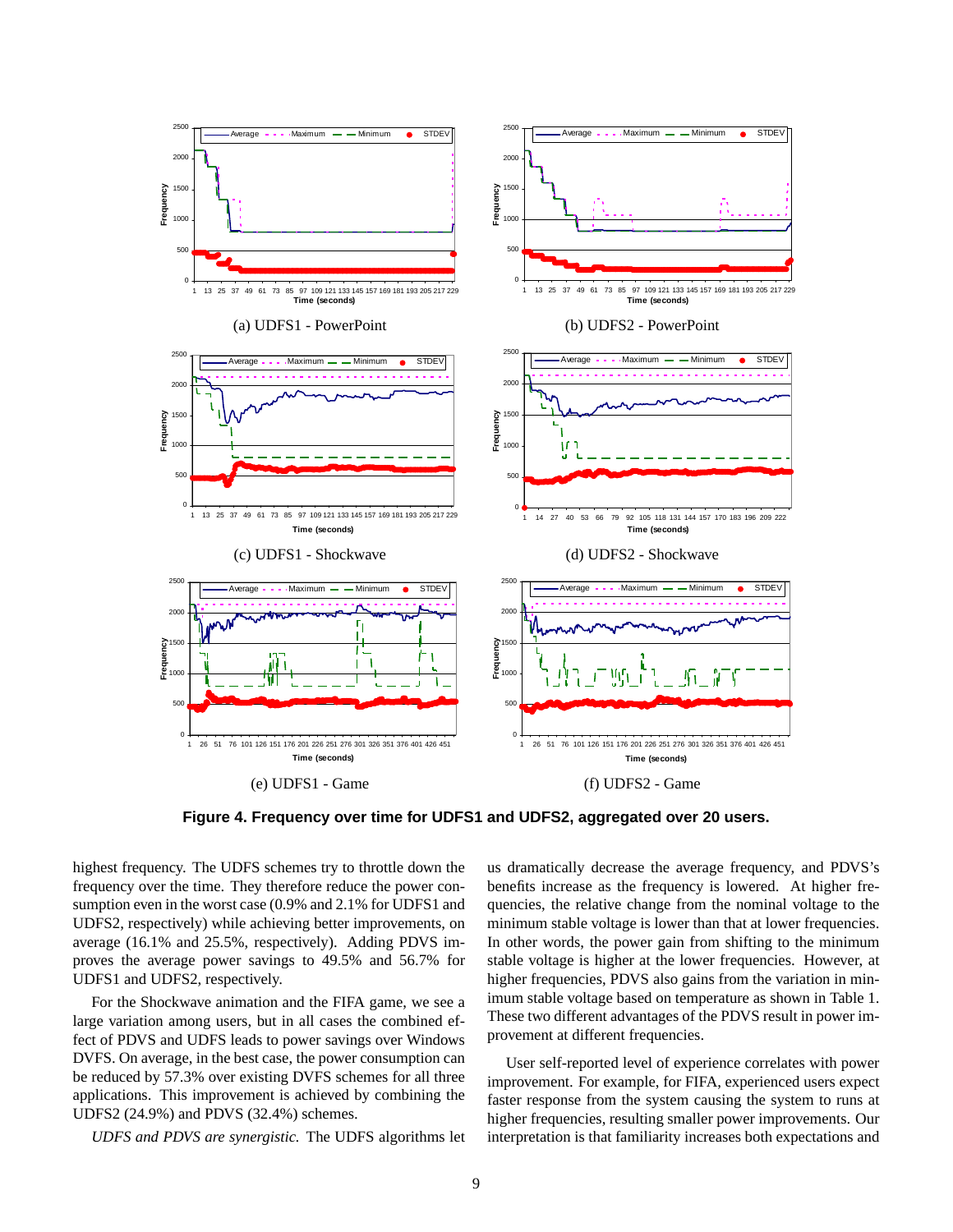(a) UDFS1 - PowerPoint

(b) UDFS2 - PowerPoint

(c) UDFS1 - Shockwave

(d) UDFS2 - Shockwave

(e) UDFS1 - Game

(f) UDFS2 - Game

**Figure 4. Frequency over time for UDFS1 and UDFS2, aggregated over 20 users.**

highest frequency. The UDFS schemes try to throttle down the frequency over the time. They therefore reduce the power consumption even in the worst case (0.9% and 2.1% for UDFS1 and UDFS2, respectively) while achieving better improvements, on average (16.1% and 25.5%, respectively). Adding PDVS improves the average power savings to 49.5% and 56.7% for UDFS1 and UDFS2, respectively.

For the Shockwave animation and the FIFA game, we see a large variation among users, but in all cases the combined effect of PDVS and UDFS leads to power savings over Windows DVFS. On average, in the best case, the power consumption can be reduced by 57.3% over existing DVFS schemes for all three applications. This improvement is achieved by combining the UDFS2 (24.9%) and PDVS (32.4%) schemes.

*UDFS and PDVS are synergistic.* The UDFS algorithms let us dramatically decrease the average frequency, and PDVS's benefits increase as the frequency is lowered. At higher frequencies, the relative change from the nominal voltage to the minimum stable voltage is lower than that at lower frequencies. In other words, the power gain from shifting to the minimum stable voltage is higher at the lower frequencies. However, at higher frequencies, PDVS also gains from the variation in minimum stable voltage based on temperature as shown in Table 1. These two different advantages of the PDVS result in power improvement at different frequencies.

User self-reported level of experience correlates with power improvement. For example, for FIFA, experienced users expect faster response from the system causing the system to runs at higher frequencies, resulting smaller power improvements. Our interpretation is that familiarity increases both expectations and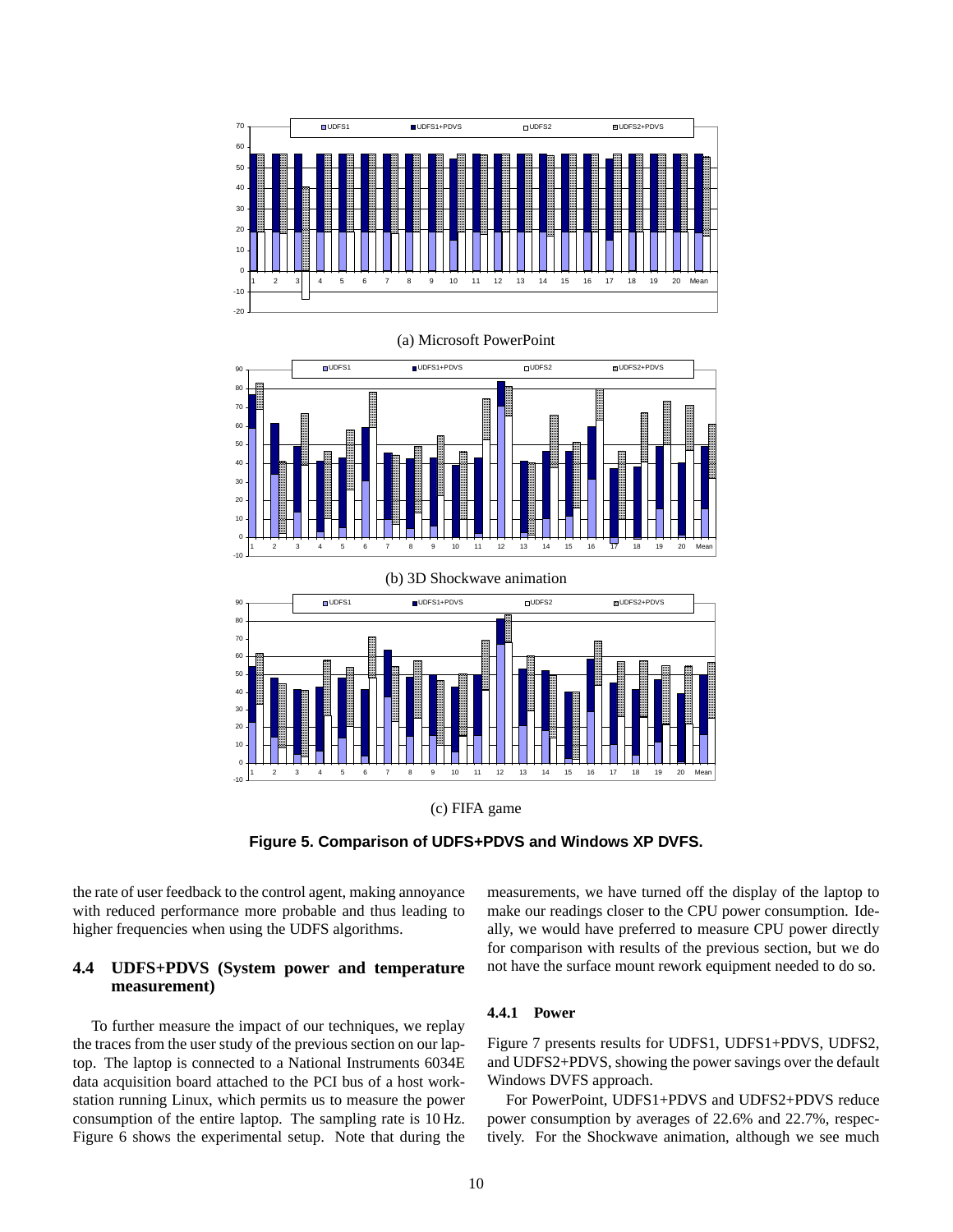(a) Microsoft PowerPoint

(b) 3D Shockwave animation

(c) FIFA game

**Figure 5. Comparison of UDFS+PDVS and Windows XP DVFS.**

the rate of user feedback to the control agent, making annoyance with reduced performance more probable and thus leading to higher frequencies when using the UDFS algorithms.

### 4.4 UDFS+PDVS (System power and temperature measurement)

To further measure the impact of our techniques, we replay the traces from the user study of the previous section on our laptop. The laptop is connected to a National Instruments 6034E data acquisition board attached to the PCI bus of a host workstation running Linux, which permits us to measure the power consumption of the entire laptop. The sampling rate is 10 Hz. Figure 6 shows the experimental setup. Note that during the measurements, we have turned off the display of the laptop to make our readings closer to the CPU power consumption. Ideally, we would have preferred to measure CPU power directly for comparison with results of the previous section, but we do not have the surface mount rework equipment needed to do so.

#### 4.4.1 Power

Figure 7 presents results for UDFS1, UDFS1+PDVS, UDFS2, and UDFS2+PDVS, showing the power savings over the default Windows DVFS approach.

For PowerPoint, UDFS1+PDVS and UDFS2+PDVS reduce power consumption by averages of 22.6% and 22.7%, respectively. For the Shockwave animation, although we see much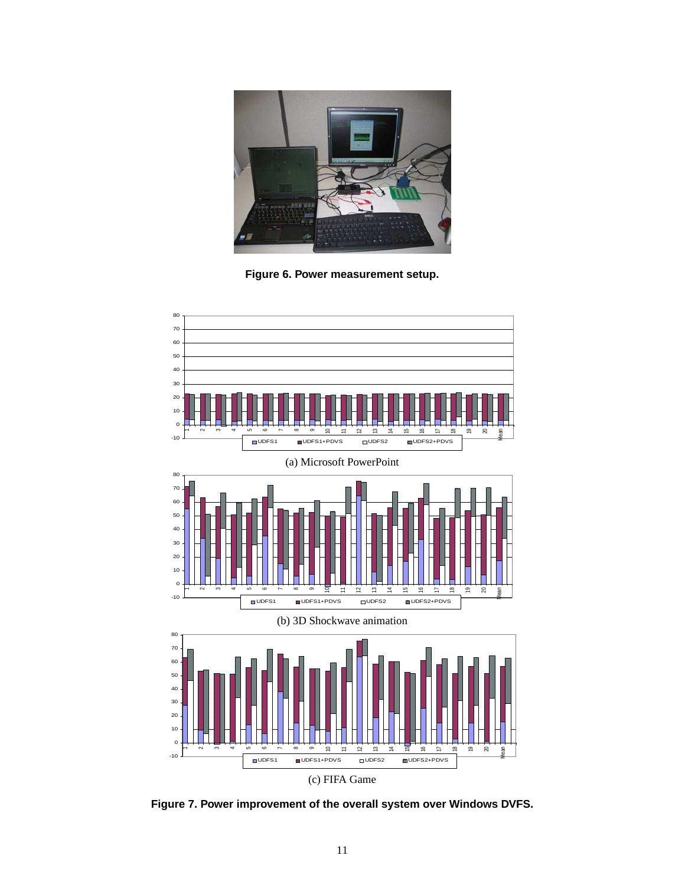Figure 6. Power measurement setup.

(a) Microsoft PowerPoint

(b) 3D Shockwave animation

(c) FIFA Game

**Figure 7. Power improvement of the overall system over Windows DVFS.**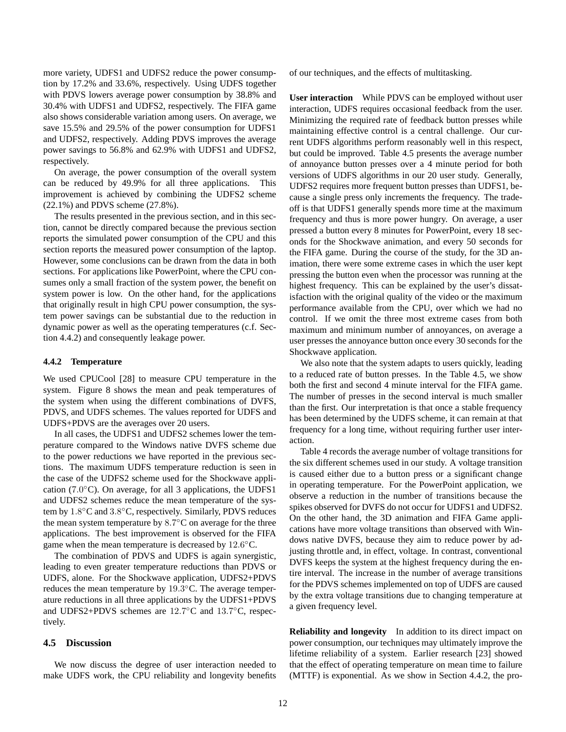more variety, UDFS1 and UDFS2 reduce the power consumption by 17.2% and 33.6%, respectively. Using UDFS together with PDVS lowers average power consumption by 38.8% and 30.4% with UDFS1 and UDFS2, respectively. The FIFA game also shows considerable variation among users. On average, we save 15.5% and 29.5% of the power consumption for UDFS1 and UDFS2, respectively. Adding PDVS improves the average power savings to 56.8% and 62.9% with UDFS1 and UDFS2, respectively.

On average, the power consumption of the overall system can be reduced by 49.9% for all three applications. This improvement is achieved by combining the UDFS2 scheme (22.1%) and PDVS scheme (27.8%).

The results presented in the previous section, and in this section, cannot be directly compared because the previous section reports the simulated power consumption of the CPU and this section reports the measured power consumption of the laptop. However, some conclusions can be drawn from the data in both sections. For applications like PowerPoint, where the CPU consumes only a small fraction of the system power, the benefit on system power is low. On the other hand, for the applications that originally result in high CPU power consumption, the system power savings can be substantial due to the reduction in dynamic power as well as the operating temperatures (c.f. Section 4.4.2) and consequently leakage power.

#### 4.4.2 Temperature

We used CPUCool [28] to measure CPU temperature in the system. Figure 8 shows the mean and peak temperatures of the system when using the different combinations of DVFS, PDVS, and UDFS schemes. The values reported for UDFS and UDFS+PDVS are the averages over 20 users.

In all cases, the UDFS1 and UDFS2 schemes lower the temperature compared to the Windows native DVFS scheme due to the power reductions we have reported in the previous sections. The maximum UDFS temperature reduction is seen in the case of the UDFS2 scheme used for the Shockwave application ($7.0°$C). On average, for all 3 applications, the UDFS1 and UDFS2 schemes reduce the mean temperature of the system by $1.8°$C and $3.8°$C, respectively. Similarly, PDVS reduces the mean system temperature by $8.7°$C on average for the three applications. The best improvement is observed for the FIFA game when the mean temperature is decreased by $12.6°$C.

The combination of PDVS and UDFS is again synergistic, leading to even greater temperature reductions than PDVS or UDFS, alone. For the Shockwave application, UDFS2+PDVS reduces the mean temperature by $19.3°$C. The average temperature reductions in all three applications by the UDFS1+PDVS and UDFS2+PDVS schemes are $12.7°$C and $13.7°$C, respectively.

### 4.5 Discussion

We now discuss the degree of user interaction needed to make UDFS work, the CPU reliability and longevity benefits of our techniques, and the effects of multitasking.

**User interaction** While PDVS can be employed without user interaction, UDFS requires occasional feedback from the user. Minimizing the required rate of feedback button presses while maintaining effective control is a central challenge. Our current UDFS algorithms perform reasonably well in this respect, but could be improved. Table 4.5 presents the average number of annoyance button presses over a 4 minute period for both versions of UDFS algorithms in our 20 user study. Generally, UDFS2 requires more frequent button presses than UDFS1, because a single press only increments the frequency. The tradeoff is that UDFS1 generally spends more time at the maximum frequency and thus is more power hungry. On average, a user pressed a button every 8 minutes for PowerPoint, every 18 seconds for the Shockwave animation, and every 50 seconds for the FIFA game. During the course of the study, for the 3D animation, there were some extreme cases in which the user kept pressing the button even when the processor was running at the highest frequency. This can be explained by the user's dissatisfaction with the original quality of the video or the maximum performance available from the CPU, over which we had no control. If we omit the three most extreme cases from both maximum and minimum number of annoyances, on average a user presses the annoyance button once every 30 seconds for the Shockwave application.

We also note that the system adapts to users quickly, leading to a reduced rate of button presses. In the Table 4.5, we show both the first and second 4 minute interval for the FIFA game. The number of presses in the second interval is much smaller than the first. Our interpretation is that once a stable frequency has been determined by the UDFS scheme, it can remain at that frequency for a long time, without requiring further user interaction.

Table 4 records the average number of voltage transitions for the six different schemes used in our study. A voltage transition is caused either due to a button press or a significant change in operating temperature. For the PowerPoint application, we observe a reduction in the number of transitions because the spikes observed for DVFS do not occur for UDFS1 and UDFS2. On the other hand, the 3D animation and FIFA Game applications have more voltage transitions than observed with Windows native DVFS, because they aim to reduce power by adjusting throttle and, in effect, voltage. In contrast, conventional DVFS keeps the system at the highest frequency during the entire interval. The increase in the number of average transitions for the PDVS schemes implemented on top of UDFS are caused by the extra voltage transitions due to changing temperature at a given frequency level.

**Reliability and longevity** In addition to its direct impact on power consumption, our techniques may ultimately improve the lifetime reliability of a system. Earlier research [23] showed that the effect of operating temperature on mean time to failure (MTTF) is exponential. As we show in Section 4.4.2, the pro-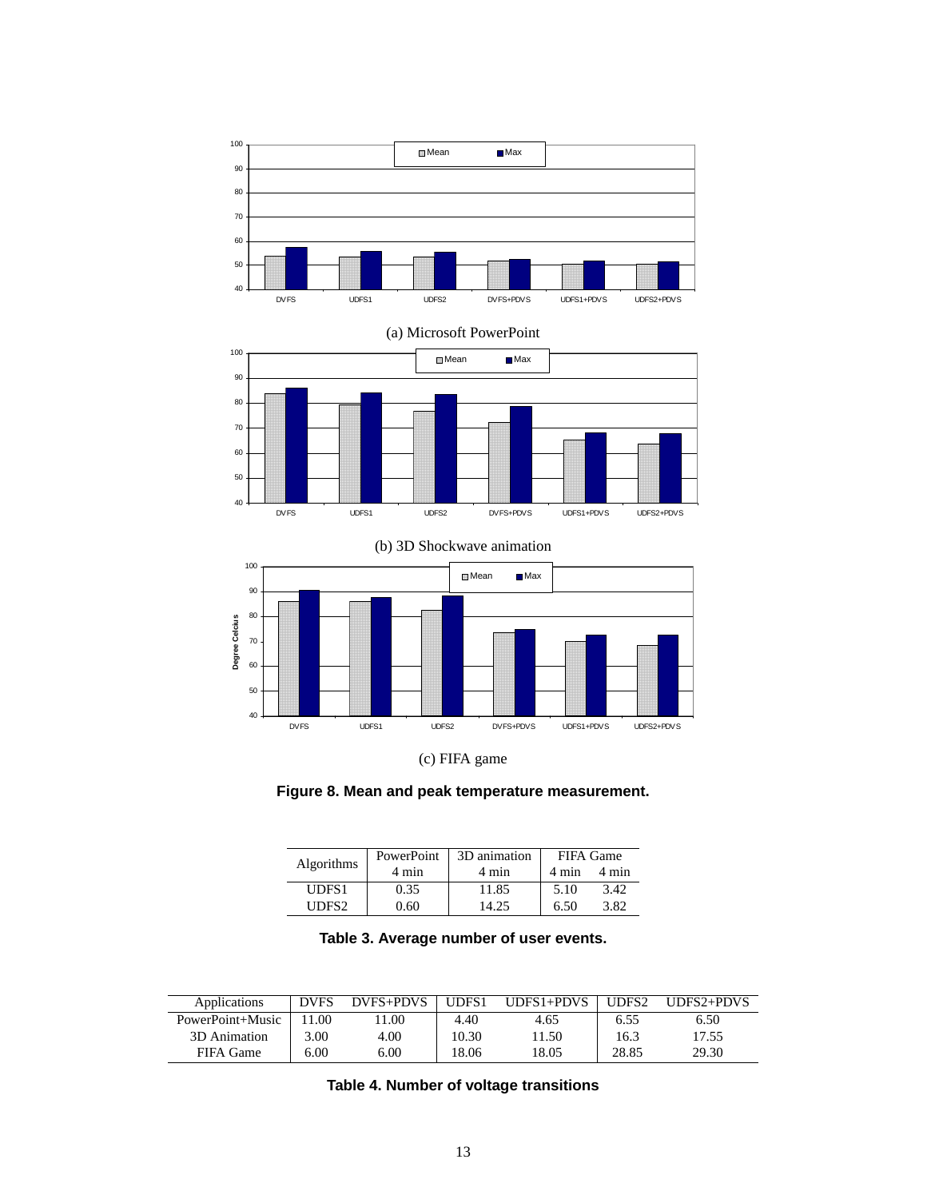(a) Microsoft PowerPoint

(b) 3D Shockwave animation

(c) FIFA game

**Figure 8. Mean and peak temperature measurement.**

| Algorithms | PowerPoint | 3D animation | FIFA Game | |
|---|---|---|---|---|
| | 4 min | 4 min | 4 min | 4 min |
| UDFS1 | 0.35 | 11.85 | 5.10 | 3.42 |
| UDFS2 | 0.60 | 14.25 | 6.50 | 3.82 |

**Table 3. Average number of user events.**

| Applications | DVFS | DVFS+PDVS | UDFS1 | UDFS1+PDVS | UDFS2 | UDFS2+PDVS |
|---|---|---|---|---|---|---|
| PowerPoint+Music | 11.00 | 11.00 | 4.40 | 4.65 | 6.55 | 6.50 |
| 3D Animation | 3.00 | 4.00 | 10.30 | 11.50 | 16.3 | 17.55 |
| FIFA Game | 6.00 | 6.00 | 18.06 | 18.05 | 28.85 | 29.30 |

**Table 4. Number of voltage transitions**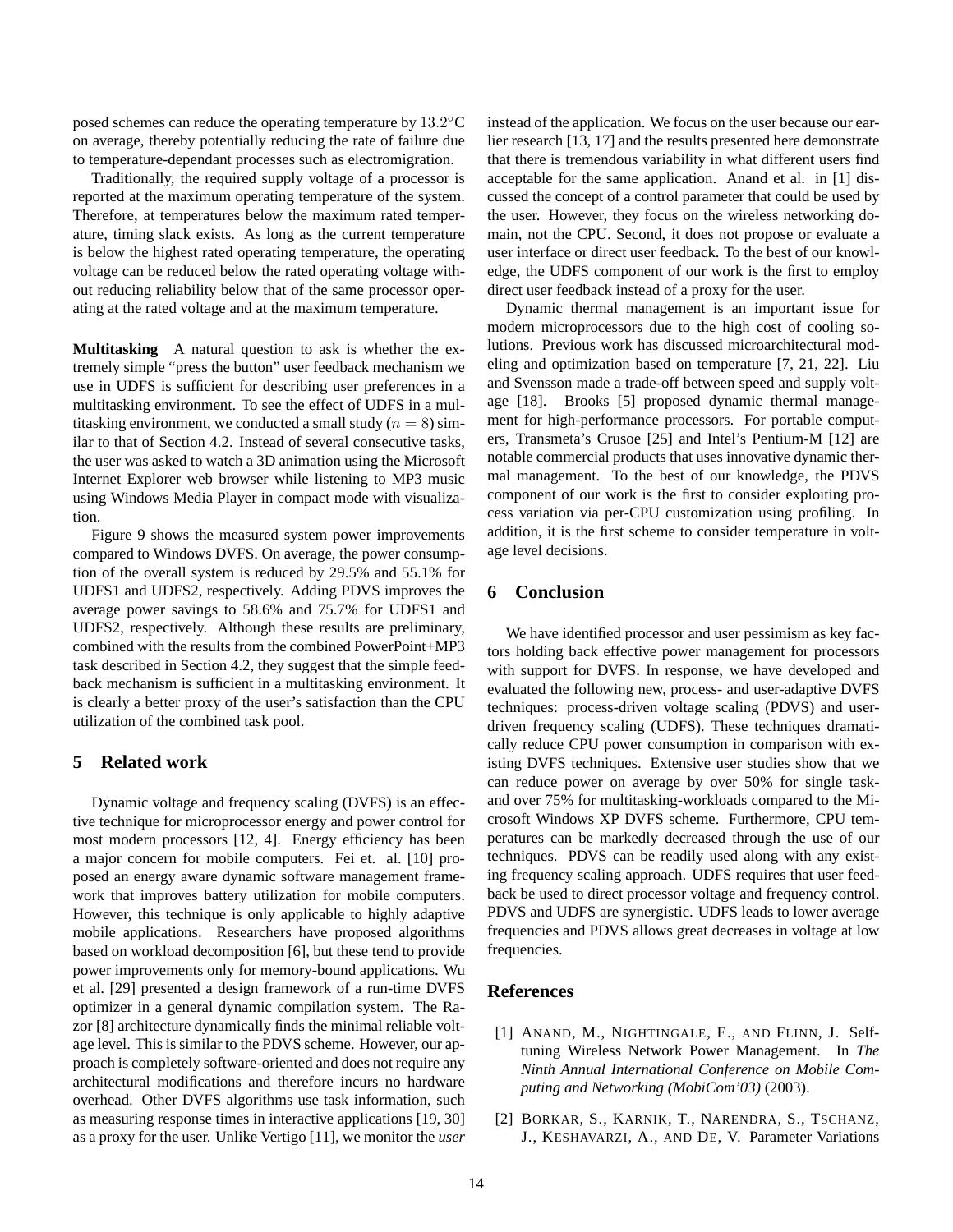posed schemes can reduce the operating temperature by $13.2°C$ on average, thereby potentially reducing the rate of failure due to temperature-dependant processes such as electromigration.

Traditionally, the required supply voltage of a processor is reported at the maximum operating temperature of the system. Therefore, at temperatures below the maximum rated temperature, timing slack exists. As long as the current temperature is below the highest rated operating temperature, the operating voltage can be reduced below the rated operating voltage without reducing reliability below that of the same processor operating at the rated voltage and at the maximum temperature.

**Multitasking** A natural question to ask is whether the extremely simple "press the button" user feedback mechanism we use in UDFS is sufficient for describing user preferences in a multitasking environment. To see the effect of UDFS in a multitasking environment, we conducted a small study ($n = 8$) similar to that of Section 4.2. Instead of several consecutive tasks, the user was asked to watch a 3D animation using the Microsoft Internet Explorer web browser while listening to MP3 music using Windows Media Player in compact mode with visualization.

Figure 9 shows the measured system power improvements compared to Windows DVFS. On average, the power consumption of the overall system is reduced by 29.5% and 55.1% for UDFS1 and UDFS2, respectively. Adding PDVS improves the average power savings to 58.6% and 75.7% for UDFS1 and UDFS2, respectively. Although these results are preliminary, combined with the results from the combined PowerPoint+MP3 task described in Section 4.2, they suggest that the simple feedback mechanism is sufficient in a multitasking environment. It is clearly a better proxy of the user's satisfaction than the CPU utilization of the combined task pool.

## 5 Related work

Dynamic voltage and frequency scaling (DVFS) is an effective technique for microprocessor energy and power control for most modern processors [12, 4]. Energy efficiency has been a major concern for mobile computers. Fei et. al. [10] proposed an energy aware dynamic software management framework that improves battery utilization for mobile computers. However, this technique is only applicable to highly adaptive mobile applications. Researchers have proposed algorithms based on workload decomposition [6], but these tend to provide power improvements only for memory-bound applications. Wu et al. [29] presented a design framework of a run-time DVFS optimizer in a general dynamic compilation system. The Razor [8] architecture dynamically finds the minimal reliable voltage level. This is similar to the PDVS scheme. However, our approach is completely software-oriented and does not require any architectural modifications and therefore incurs no hardware overhead. Other DVFS algorithms use task information, such as measuring response times in interactive applications [19, 30] as a proxy for the user. Unlike Vertigo [11], we monitor the *user* instead of the application. We focus on the user because our earlier research [13, 17] and the results presented here demonstrate that there is tremendous variability in what different users find acceptable for the same application. Anand et al. in [1] discussed the concept of a control parameter that could be used by the user. However, they focus on the wireless networking domain, not the CPU. Second, it does not propose or evaluate a user interface or direct user feedback. To the best of our knowledge, the UDFS component of our work is the first to employ direct user feedback instead of a proxy for the user.

Dynamic thermal management is an important issue for modern microprocessors due to the high cost of cooling solutions. Previous work has discussed microarchitectural modeling and optimization based on temperature [7, 21, 22]. Liu and Svensson made a trade-off between speed and supply voltage [18]. Brooks [5] proposed dynamic thermal management for high-performance processors. For portable computers, Transmeta's Crusoe [25] and Intel's Pentium-M [12] are notable commercial products that uses innovative dynamic thermal management. To the best of our knowledge, the PDVS component of our work is the first to consider exploiting process variation via per-CPU customization using profiling. In addition, it is the first scheme to consider temperature in voltage level decisions.

## 6 Conclusion

We have identified processor and user pessimism as key factors holding back effective power management for processors with support for DVFS. In response, we have developed and evaluated the following new, process- and user-adaptive DVFS techniques: process-driven voltage scaling (PDVS) and user-driven frequency scaling (UDFS). These techniques dramatically reduce CPU power consumption in comparison with existing DVFS techniques. Extensive user studies show that we can reduce power on average by over 50% for single task- and over 75% for multitasking-workloads compared to the Microsoft Windows XP DVFS scheme. Furthermore, CPU temperatures can be markedly decreased through the use of our techniques. PDVS can be readily used along with any existing frequency scaling approach. UDFS requires that user feedback be used to direct processor voltage and frequency control. PDVS and UDFS are synergistic. UDFS leads to lower average frequencies and PDVS allows great decreases in voltage at low frequencies.

## References

[1] Anand, M., Nightingale, E., and Flinn, J. Self-tuning Wireless Network Power Management. In *The Ninth Annual International Conference on Mobile Computing and Networking (MobiCom'03)* (2003).

[2] Borkar, S., Karnik, T., Narendra, S., Tschanz, J., Keshavarzi, A., and De, V. Parameter Variations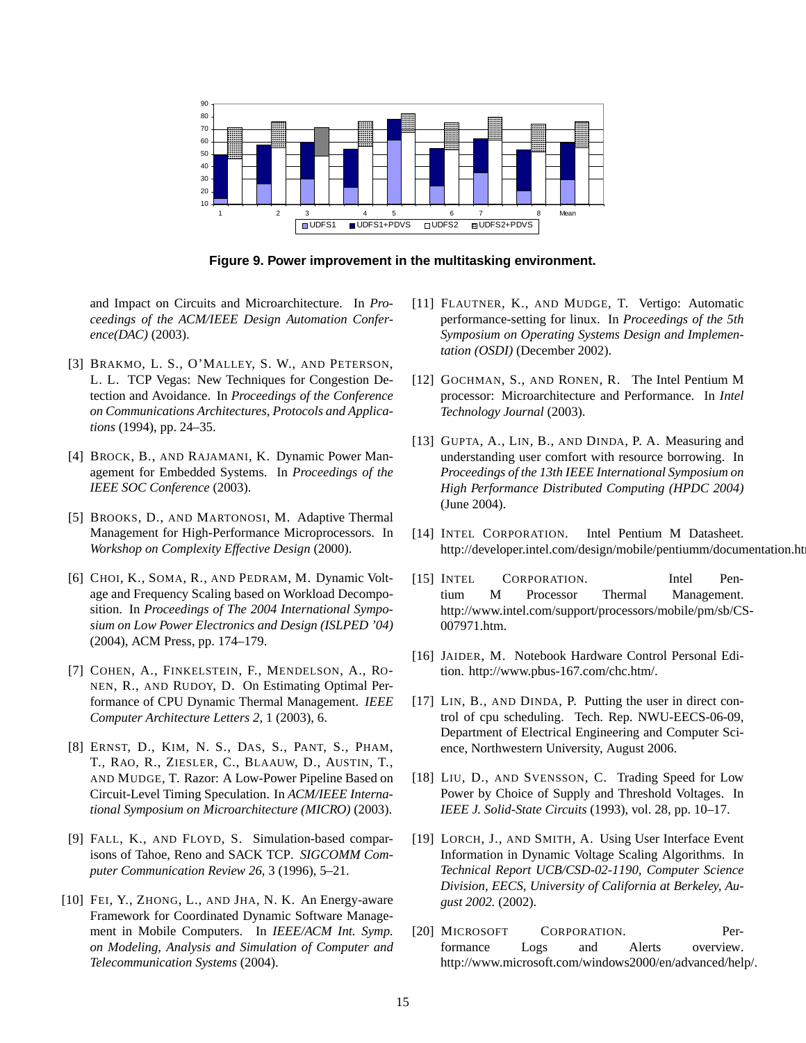**Figure 9. Power improvement in the multitasking environment.**

and Impact on Circuits and Microarchitecture. In *Proceedings of the ACM/IEEE Design Automation Conference(DAC)* (2003).

[3] BRAKMO, L. S., O'MALLEY, S. W., AND PETERSON, L. L. TCP Vegas: New Techniques for Congestion Detection and Avoidance. In *Proceedings of the Conference on Communications Architectures, Protocols and Applications* (1994), pp. 24–35.

[4] BROCK, B., AND RAJAMANI, K. Dynamic Power Management for Embedded Systems. In *Proceedings of the IEEE SOC Conference* (2003).

[5] BROOKS, D., AND MARTONOSI, M. Adaptive Thermal Management for High-Performance Microprocessors. In *Workshop on Complexity Effective Design* (2000).

[6] CHOI, K., SOMA, R., AND PEDRAM, M. Dynamic Voltage and Frequency Scaling based on Workload Decomposition. In *Proceedings of The 2004 International Symposium on Low Power Electronics and Design (ISLPED '04)* (2004), ACM Press, pp. 174–179.

[7] COHEN, A., FINKELSTEIN, F., MENDELSON, A., RONEN, R., AND RUDOY, D. On Estimating Optimal Performance of CPU Dynamic Thermal Management. *IEEE Computer Architecture Letters 2*, 1 (2003), 6.

[8] ERNST, D., KIM, N. S., DAS, S., PANT, S., PHAM, T., RAO, R., ZIESLER, C., BLAAUW, D., AUSTIN, T., AND MUDGE, T. Razor: A Low-Power Pipeline Based on Circuit-Level Timing Speculation. In *ACM/IEEE International Symposium on Microarchitecture (MICRO)* (2003).

[9] FALL, K., AND FLOYD, S. Simulation-based comparisons of Tahoe, Reno and SACK TCP. *SIGCOMM Computer Communication Review 26*, 3 (1996), 5–21.

[10] FEI, Y., ZHONG, L., AND JHA, N. K. An Energy-aware Framework for Coordinated Dynamic Software Management in Mobile Computers. In *IEEE/ACM Int. Symp. on Modeling, Analysis and Simulation of Computer and Telecommunication Systems* (2004).

[11] FLAUTNER, K., AND MUDGE, T. Vertigo: Automatic performance-setting for linux. In *Proceedings of the 5th Symposium on Operating Systems Design and Implementation (OSDI)* (December 2002).

[12] GOCHMAN, S., AND RONEN, R. The Intel Pentium M processor: Microarchitecture and Performance. In *Intel Technology Journal* (2003).

[13] GUPTA, A., LIN, B., AND DINDA, P. A. Measuring and understanding user comfort with resource borrowing. In *Proceedings of the 13th IEEE International Symposium on High Performance Distributed Computing (HPDC 2004)* (June 2004).

[14] INTEL CORPORATION. Intel Pentium M Datasheet. http://developer.intel.com/design/mobile/pentiumm/documentation.ht

[15] INTEL CORPORATION. Intel Pentium M Processor Thermal Management. http://www.intel.com/support/processors/mobile/pm/sb/CS-007971.htm.

[16] JAIDER, M. Notebook Hardware Control Personal Edition. http://www.pbus-167.com/chc.htm/.

[17] LIN, B., AND DINDA, P. Putting the user in direct control of cpu scheduling. Tech. Rep. NWU-EECS-06-09, Department of Electrical Engineering and Computer Science, Northwestern University, August 2006.

[18] LIU, D., AND SVENSSON, C. Trading Speed for Low Power by Choice of Supply and Threshold Voltages. In *IEEE J. Solid-State Circuits* (1993), vol. 28, pp. 10–17.

[19] LORCH, J., AND SMITH, A. Using User Interface Event Information in Dynamic Voltage Scaling Algorithms. In *Technical Report UCB/CSD-02-1190, Computer Science Division, EECS, University of California at Berkeley, August 2002.* (2002).

[20] MICROSOFT CORPORATION. Performance Logs and Alerts overview. http://www.microsoft.com/windows2000/en/advanced/help/.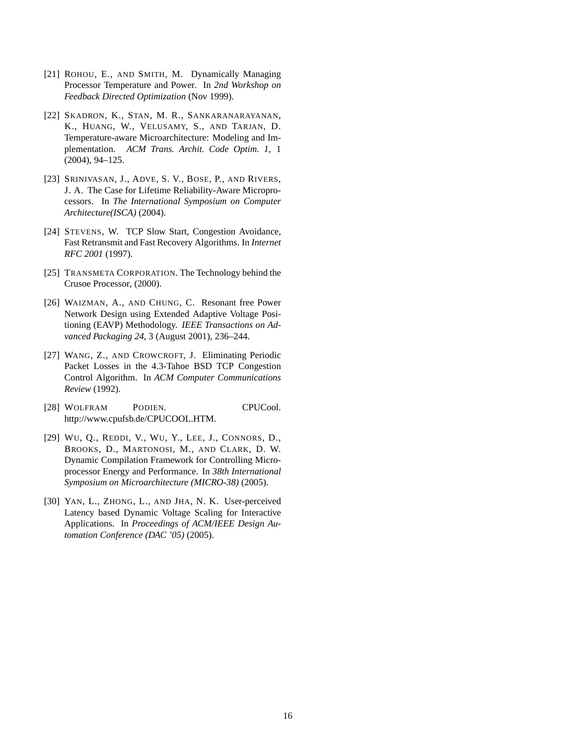[21] Rohou, E., and Smith, M. Dynamically Managing Processor Temperature and Power. In *2nd Workshop on Feedback Directed Optimization* (Nov 1999).

[22] Skadron, K., Stan, M. R., Sankaranarayanan, K., Huang, W., Velusamy, S., and Tarjan, D. Temperature-aware Microarchitecture: Modeling and Implementation. *ACM Trans. Archit. Code Optim. 1*, 1 (2004), 94–125.

[23] Srinivasan, J., Adve, S. V., Bose, P., and Rivers, J. A. The Case for Lifetime Reliability-Aware Microprocessors. In *The International Symposium on Computer Architecture(ISCA)* (2004).

[24] Stevens, W. TCP Slow Start, Congestion Avoidance, Fast Retransmit and Fast Recovery Algorithms. In *Internet RFC 2001* (1997).

[25] Transmeta Corporation. The Technology behind the Crusoe Processor, (2000).

[26] Waizman, A., and Chung, C. Resonant free Power Network Design using Extended Adaptive Voltage Positioning (EAVP) Methodology. *IEEE Transactions on Advanced Packaging 24*, 3 (August 2001), 236–244.

[27] Wang, Z., and Crowcroft, J. Eliminating Periodic Packet Losses in the 4.3-Tahoe BSD TCP Congestion Control Algorithm. In *ACM Computer Communications Review* (1992).

[28] Wolfram Podien. CPUCool. http://www.cpufsb.de/CPUCOOL.HTM.

[29] Wu, Q., Reddi, V., Wu, Y., Lee, J., Connors, D., Brooks, D., Martonosi, M., and Clark, D. W. Dynamic Compilation Framework for Controlling Microprocessor Energy and Performance. In *38th International Symposium on Microarchitecture (MICRO-38)* (2005).

[30] Yan, L., Zhong, L., and Jha, N. K. User-perceived Latency based Dynamic Voltage Scaling for Interactive Applications. In *Proceedings of ACM/IEEE Design Automation Conference (DAC '05)* (2005).